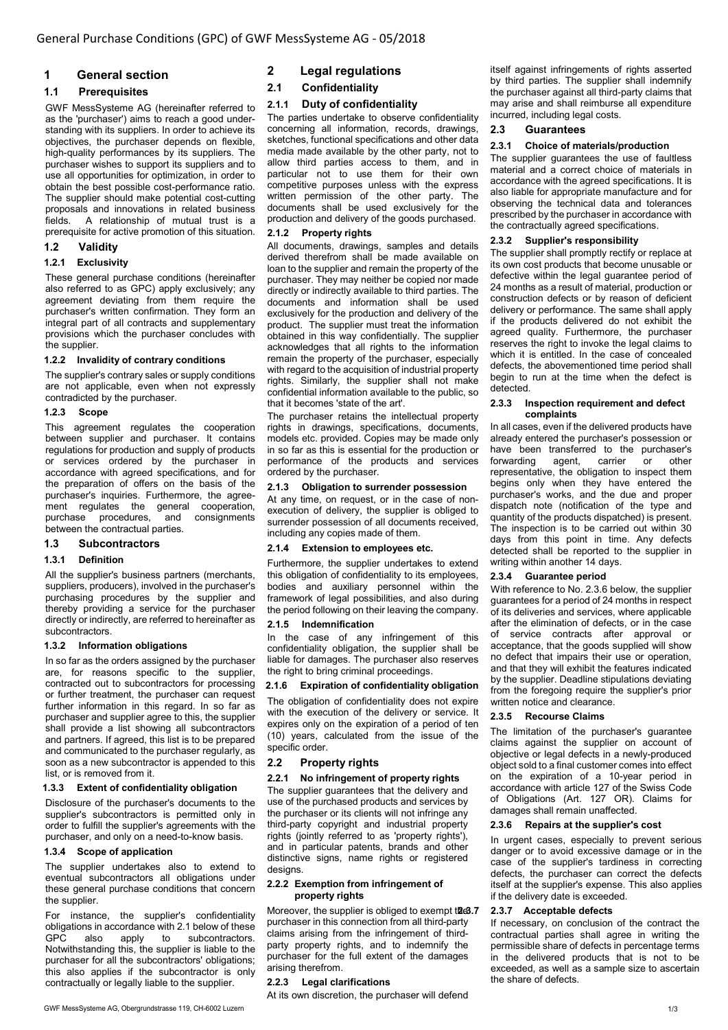# General Purchase Conditions (GPC) of GWF MessSysteme AG - 05/2018

## 1 General section

### 1.1 Prerequisites

GWF MessSysteme AG (hereinafter referred to as the 'purchaser') aims to reach a good understanding with its suppliers. In order to achieve its objectives, the purchaser depends on flexible, high-quality performances by its suppliers. The purchaser wishes to support its suppliers and to use all opportunities for optimization, in order to obtain the best possible cost-performance ratio. The supplier should make potential cost-cutting proposals and innovations in related business fields. A relationship of mutual trust is a prerequisite for active promotion of this situation.

### 1.2 Validity

#### 1.2.1 Exclusivity

These general purchase conditions (hereinafter also referred to as GPC) apply exclusively; any agreement deviating from them require the purchaser's written confirmation. They form an integral part of all contracts and supplementary provisions which the purchaser concludes with the supplier.

#### 1.2.2 Invalidity of contrary conditions

The supplier's contrary sales or supply conditions are not applicable, even when not expressly contradicted by the purchaser.

#### 1.2.3 Scope

This agreement regulates the cooperation between supplier and purchaser. It contains regulations for production and supply of products or services ordered by the purchaser in accordance with agreed specifications, and for the preparation of offers on the basis of the purchaser's inquiries. Furthermore, the agreement regulates the general cooperation, purchase procedures, and consignments between the contractual parties.

### 1.3 Subcontractors

#### 1.3.1 Definition

All the supplier's business partners (merchants, suppliers, producers), involved in the purchaser's purchasing procedures by the supplier and thereby providing a service for the purchaser directly or indirectly, are referred to hereinafter as subcontractors.

#### 1.3.2 Information obligations

In so far as the orders assigned by the purchaser are, for reasons specific to the supplier, contracted out to subcontractors for processing or further treatment, the purchaser can request further information in this regard. In so far as purchaser and supplier agree to this, the supplier shall provide a list showing all subcontractors and partners. If agreed, this list is to be prepared and communicated to the purchaser regularly, as soon as a new subcontractor is appended to this list, or is removed from it.

#### 1.3.3 Extent of confidentiality obligation

Disclosure of the purchaser's documents to the supplier's subcontractors is permitted only in order to fulfill the supplier's agreements with the purchaser, and only on a need-to-know basis.

#### 1.3.4 Scope of application

The supplier undertakes also to extend to eventual subcontractors all obligations under these general purchase conditions that concern the supplier.

For instance, the supplier's confidentiality obligations in accordance with 2.1 below of these GPC also apply to subcontractors. Notwithstanding this, the supplier is liable to the purchaser for all the subcontractors' obligations; this also applies if the subcontractor is only contractually or legally liable to the supplier.

## 2 Legal regulations

### 2.1 Confidentiality

#### 2.1.1 Duty of confidentiality

The parties undertake to observe confidentiality concerning all information, records, drawings, sketches, functional specifications and other data media made available by the other party, not to allow third parties access to them, and in particular not to use them for their own competitive purposes unless with the express written permission of the other party. The documents shall be used exclusively for the production and delivery of the goods purchased.

#### 2.1.2 Property rights

All documents, drawings, samples and details derived therefrom shall be made available on loan to the supplier and remain the property of the purchaser. They may neither be copied nor made directly or indirectly available to third parties. The documents and information shall be used exclusively for the production and delivery of the product. The supplier must treat the information obtained in this way confidentially. The supplier acknowledges that all rights to the information remain the property of the purchaser, especially with regard to the acquisition of industrial property rights. Similarly, the supplier shall not make confidential information available to the public, so that it becomes 'state of the art'.

The purchaser retains the intellectual property rights in drawings, specifications, documents, models etc. provided. Copies may be made only in so far as this is essential for the production or performance of the products and services ordered by the purchaser.

#### 2.1.3 Obligation to surrender possession

At any time, on request, or in the case of non-execution of delivery, the supplier is obliged to surrender possession of all documents received, including any copies made of them.

#### 2.1.4 Extension to employees etc.

Furthermore, the supplier undertakes to extend this obligation of confidentiality to its employees, bodies and auxiliary personnel within the framework of legal possibilities, and also during the period following on their leaving the company.

#### 2.1.5 Indemnification

In the case of any infringement of this confidentiality obligation, the supplier shall be liable for damages. The purchaser also reserves the right to bring criminal proceedings.

#### 2.1.6 Expiration of confidentiality obligation

The obligation of confidentiality does not expire with the execution of the delivery or service. It expires only on the expiration of a period of ten (10) years, calculated from the issue of the specific order.

### 2.2 Property rights

#### 2.2.1 No infringement of property rights

The supplier guarantees that the delivery and use of the purchased products and services by the purchaser or its clients will not infringe any third-party copyright and industrial property rights (jointly referred to as 'property rights'), and in particular patents, brands and other distinctive signs, name rights or registered designs.

#### 2.2.2 Exemption from infringement of property rights

Moreover, the supplier is obliged to exempt the purchaser in this connection from all third-party claims arising from the infringement of third-party property rights, and to indemnify the purchaser for the full extent of the damages arising therefrom.

#### 2.2.3 Legal clarifications

At its own discretion, the purchaser will defend itself against infringements of rights asserted by third parties. The supplier shall indemnify the purchaser against all third-party claims that may arise and shall reimburse all expenditure incurred, including legal costs.

### 2.3 Guarantees

#### 2.3.1 Choice of materials/production

The supplier guarantees the use of faultless material and a correct choice of materials in accordance with the agreed specifications. It is also liable for appropriate manufacture and for observing the technical data and tolerances prescribed by the purchaser in accordance with the contractually agreed specifications.

#### 2.3.2 Supplier's responsibility

The supplier shall promptly rectify or replace at its own cost products that become unusable or defective within the legal guarantee period of 24 months as a result of material, production or construction defects or by reason of deficient delivery or performance. The same shall apply if the products delivered do not exhibit the agreed quality. Furthermore, the purchaser reserves the right to invoke the legal claims to which it is entitled. In the case of concealed defects, the abovementioned time period shall begin to run at the time when the defect is detected.

#### 2.3.3 Inspection requirement and defect complaints

In all cases, even if the delivered products have already entered the purchaser's possession or have been transferred to the purchaser's forwarding agent, carrier or other representative, the obligation to inspect them begins only when they have entered the purchaser's works, and the due and proper dispatch note (notification of the type and quantity of the products dispatched) is present. The inspection is to be carried out within 30 days from this point in time. Any defects detected shall be reported to the supplier in writing within another 14 days.

#### 2.3.4 Guarantee period

With reference to No. 2.3.6 below, the supplier guarantees for a period of 24 months in respect of its deliveries and services, where applicable after the elimination of defects, or in the case of service contracts after approval or acceptance, that the goods supplied will show no defect that impairs their use or operation, and that they will exhibit the features indicated by the supplier. Deadline stipulations deviating from the foregoing require the supplier's prior written notice and clearance.

#### 2.3.5 Recourse Claims

The limitation of the purchaser's guarantee claims against the supplier on account of objective or legal defects in a newly-produced object sold to a final customer comes into effect on the expiration of a 10-year period in accordance with article 127 of the Swiss Code of Obligations (Art. 127 OR). Claims for damages shall remain unaffected.

#### 2.3.6 Repairs at the supplier's cost

In urgent cases, especially to prevent serious danger or to avoid excessive damage or in the case of the supplier's tardiness in correcting defects, the purchaser can correct the defects itself at the supplier's expense. This also applies if the delivery date is exceeded.

#### 2.3.7 Acceptable defects

If necessary, on conclusion of the contract the contractual parties shall agree in writing the permissible share of defects in percentage terms in the delivered products that is not to be exceeded, as well as a sample size to ascertain the share of defects.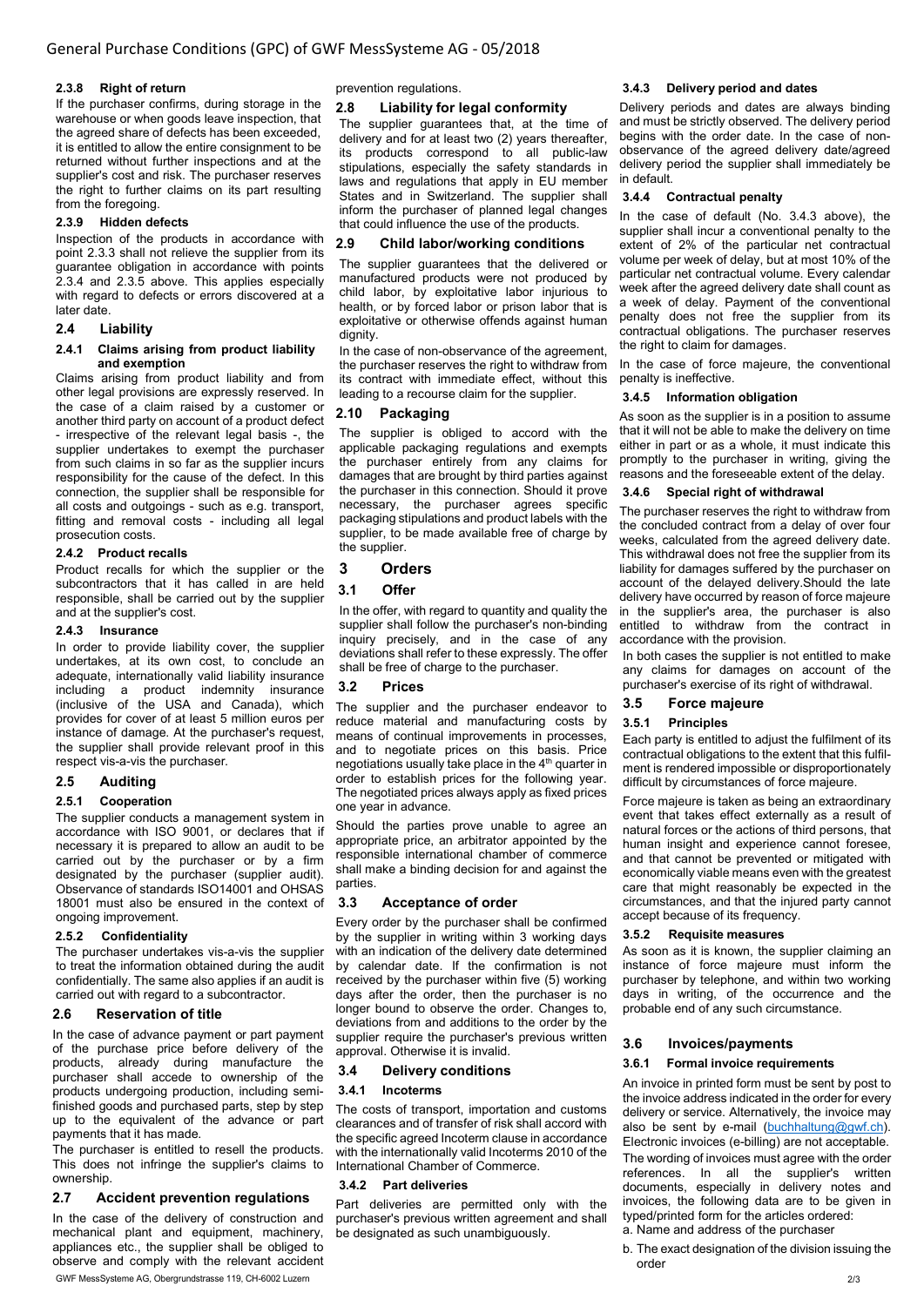#### 2.3.8 Right of return

If the purchaser confirms, during storage in the warehouse or when goods leave inspection, that the agreed share of defects has been exceeded, it is entitled to allow the entire consignment to be returned without further inspections and at the supplier's cost and risk. The purchaser reserves the right to further claims on its part resulting from the foregoing.

#### 2.3.9 Hidden defects

Inspection of the products in accordance with point 2.3.3 shall not relieve the supplier from its guarantee obligation in accordance with points 2.3.4 and 2.3.5 above. This applies especially with regard to defects or errors discovered at a later date.

### 2.4 Liability

#### 2.4.1 Claims arising from product liability and exemption

Claims arising from product liability and from other legal provisions are expressly reserved. In the case of a claim raised by a customer or another third party on account of a product defect - irrespective of the relevant legal basis -, the supplier undertakes to exempt the purchaser from such claims in so far as the supplier incurs responsibility for the cause of the defect. In this connection, the supplier shall be responsible for all costs and outgoings - such as e.g. transport, fitting and removal costs - including all legal prosecution costs.

#### 2.4.2 Product recalls

Product recalls for which the supplier or the subcontractors that it has called in are held responsible, shall be carried out by the supplier and at the supplier's cost.

#### 2.4.3 Insurance

In order to provide liability cover, the supplier undertakes, at its own cost, to conclude an adequate, internationally valid liability insurance including a product indemnity insurance (inclusive of the USA and Canada), which provides for cover of at least 5 million euros per instance of damage. At the purchaser's request, the supplier shall provide relevant proof in this respect vis-a-vis the purchaser.

### 2.5 Auditing

#### 2.5.1 Cooperation

The supplier conducts a management system in accordance with ISO 9001, or declares that if necessary it is prepared to allow an audit to be carried out by the purchaser or by a firm designated by the purchaser (supplier audit). Observance of standards ISO14001 and OHSAS 18001 must also be ensured in the context of ongoing improvement.

#### 2.5.2 Confidentiality

The purchaser undertakes vis-a-vis the supplier to treat the information obtained during the audit confidentially. The same also applies if an audit is carried out with regard to a subcontractor.

### 2.6 Reservation of title

In the case of advance payment or part payment of the purchase price before delivery of the products, already during manufacture the purchaser shall accede to ownership of the products undergoing production, including semi-finished goods and purchased parts, step by step up to the equivalent of the advance or part payments that it has made.

The purchaser is entitled to resell the products. This does not infringe the supplier's claims to ownership.

### 2.7 Accident prevention regulations

In the case of the delivery of construction and mechanical plant and equipment, machinery, appliances etc., the supplier shall be obliged to observe and comply with the relevant accident prevention regulations.

### 2.8 Liability for legal conformity

The supplier guarantees that, at the time of delivery and for at least two (2) years thereafter, its products correspond to all public-law stipulations, especially the safety standards in laws and regulations that apply in EU member States and in Switzerland. The supplier shall inform the purchaser of planned legal changes that could influence the use of the products.

### 2.9 Child labor/working conditions

The supplier guarantees that the delivered or manufactured products were not produced by child labor, by exploitative labor injurious to health, or by forced labor or prison labor that is exploitative or otherwise offends against human dignity.

In the case of non-observance of the agreement, the purchaser reserves the right to withdraw from its contract with immediate effect, without this leading to a recourse claim for the supplier.

### 2.10 Packaging

The supplier is obliged to accord with the applicable packaging regulations and exempts the purchaser entirely from any claims for damages that are brought by third parties against the purchaser in this connection. Should it prove necessary, the purchaser agrees specific packaging stipulations and product labels with the supplier, to be made available free of charge by the supplier.

## 3 Orders

### 3.1 Offer

In the offer, with regard to quantity and quality the supplier shall follow the purchaser's non-binding inquiry precisely, and in the case of any deviations shall refer to these expressly. The offer shall be free of charge to the purchaser.

### 3.2 Prices

The supplier and the purchaser endeavor to reduce material and manufacturing costs by means of continual improvements in processes, and to negotiate prices on this basis. Price negotiations usually take place in the 4th quarter in order to establish prices for the following year. The negotiated prices always apply as fixed prices one year in advance.

Should the parties prove unable to agree an appropriate price, an arbitrator appointed by the responsible international chamber of commerce shall make a binding decision for and against the parties.

### 3.3 Acceptance of order

Every order by the purchaser shall be confirmed by the supplier in writing within 3 working days with an indication of the delivery date determined by calendar date. If the confirmation is not received by the purchaser within five (5) working days after the order, then the purchaser is no longer bound to observe the order. Changes to, deviations from and additions to the order by the supplier require the purchaser's previous written approval. Otherwise it is invalid.

### 3.4 Delivery conditions

#### 3.4.1 Incoterms

The costs of transport, importation and customs clearances and of transfer of risk shall accord with the specific agreed Incoterm clause in accordance with the internationally valid Incoterms 2010 of the International Chamber of Commerce.

#### 3.4.2 Part deliveries

Part deliveries are permitted only with the purchaser's previous written agreement and shall be designated as such unambiguously.

#### 3.4.3 Delivery period and dates

Delivery periods and dates are always binding and must be strictly observed. The delivery period begins with the order date. In the case of non-observance of the agreed delivery date/agreed delivery period the supplier shall immediately be in default.

#### 3.4.4 Contractual penalty

In the case of default (No. 3.4.3 above), the supplier shall incur a conventional penalty to the extent of 2% of the particular net contractual volume per week of delay, but at most 10% of the particular net contractual volume. Every calendar week after the agreed delivery date shall count as a week of delay. Payment of the conventional penalty does not free the supplier from its contractual obligations. The purchaser reserves the right to claim for damages.

In the case of force majeure, the conventional penalty is ineffective.

#### 3.4.5 Information obligation

As soon as the supplier is in a position to assume that it will not be able to make the delivery on time either in part or as a whole, it must indicate this promptly to the purchaser in writing, giving the reasons and the foreseeable extent of the delay.

#### 3.4.6 Special right of withdrawal

The purchaser reserves the right to withdraw from the concluded contract from a delay of over four weeks, calculated from the agreed delivery date. This withdrawal does not free the supplier from its liability for damages suffered by the purchaser on account of the delayed delivery.Should the late delivery have occurred by reason of force majeure in the supplier's area, the purchaser is also entitled to withdraw from the contract in accordance with the provision.

In both cases the supplier is not entitled to make any claims for damages on account of the purchaser's exercise of its right of withdrawal.

### 3.5 Force majeure

#### 3.5.1 Principles

Each party is entitled to adjust the fulfilment of its contractual obligations to the extent that this fulfilment is rendered impossible or disproportionately difficult by circumstances of force majeure.

Force majeure is taken as being an extraordinary event that takes effect externally as a result of natural forces or the actions of third persons, that human insight and experience cannot foresee, and that cannot be prevented or mitigated with economically viable means even with the greatest care that might reasonably be expected in the circumstances, and that the injured party cannot accept because of its frequency.

#### 3.5.2 Requisite measures

As soon as it is known, the supplier claiming an instance of force majeure must inform the purchaser by telephone, and within two working days in writing, of the occurrence and the probable end of any such circumstance.

### 3.6 Invoices/payments

#### 3.6.1 Formal invoice requirements

An invoice in printed form must be sent by post to the invoice address indicated in the order for every delivery or service. Alternatively, the invoice may also be sent by e-mail (buchhaltung@gwf.ch). Electronic invoices (e-billing) are not acceptable.

The wording of invoices must agree with the order references. In all the supplier's written documents, especially in delivery notes and invoices, the following data are to be given in typed/printed form for the articles ordered:

a. Name and address of the purchaser

b. The exact designation of the division issuing the order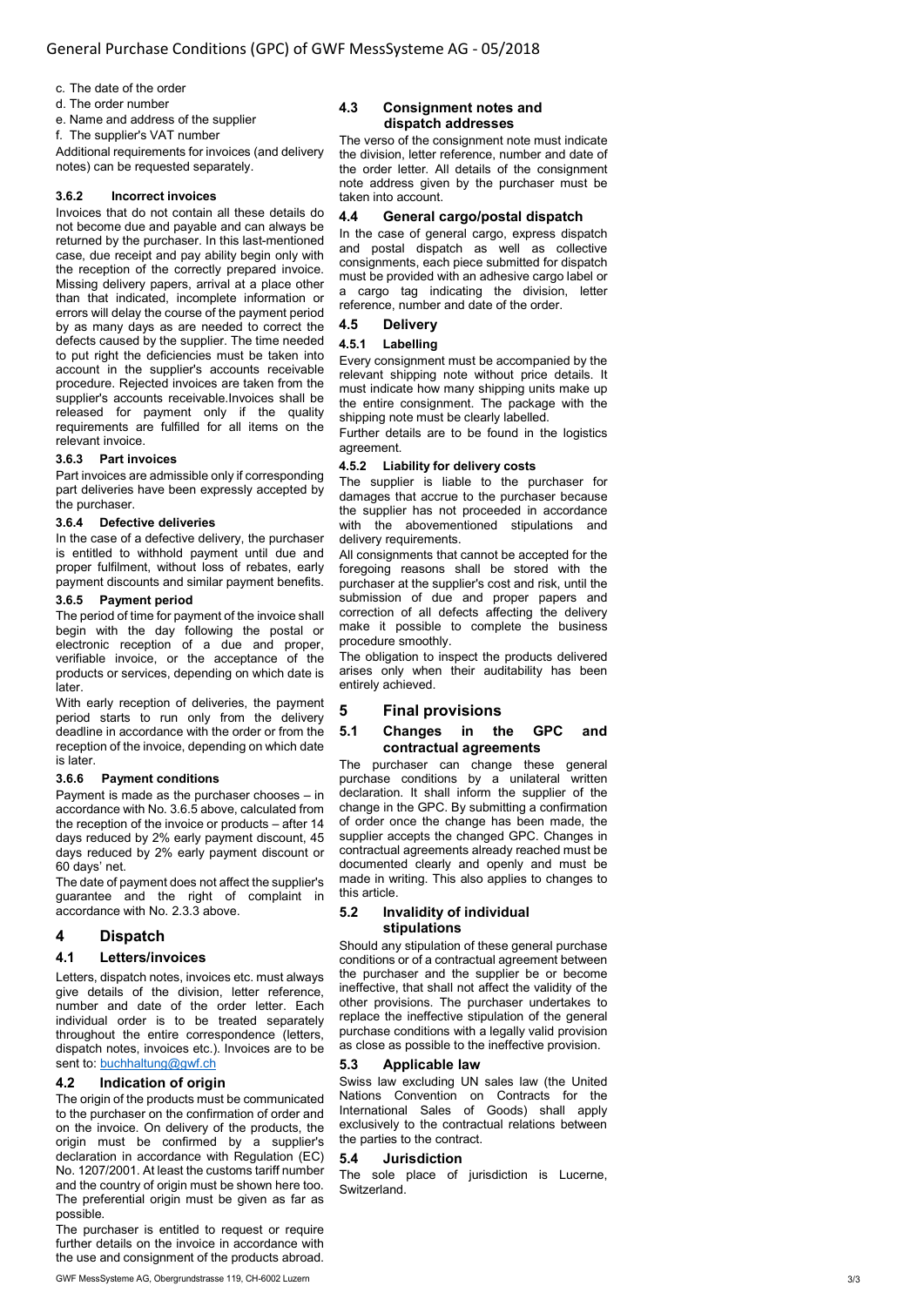c. The date of the order

d. The order number

e. Name and address of the supplier

f. The supplier's VAT number

Additional requirements for invoices (and delivery notes) can be requested separately.

#### 3.6.2 Incorrect invoices

Invoices that do not contain all these details do not become due and payable and can always be returned by the purchaser. In this last-mentioned case, due receipt and pay ability begin only with the reception of the correctly prepared invoice. Missing delivery papers, arrival at a place other than that indicated, incomplete information or errors will delay the course of the payment period by as many days as are needed to correct the defects caused by the supplier. The time needed to put right the deficiencies must be taken into account in the supplier's accounts receivable procedure. Rejected invoices are taken from the supplier's accounts receivable.Invoices shall be released for payment only if the quality requirements are fulfilled for all items on the relevant invoice.

#### 3.6.3 Part invoices

Part invoices are admissible only if corresponding part deliveries have been expressly accepted by the purchaser.

#### 3.6.4 Defective deliveries

In the case of a defective delivery, the purchaser is entitled to withhold payment until due and proper fulfilment, without loss of rebates, early payment discounts and similar payment benefits.

#### 3.6.5 Payment period

The period of time for payment of the invoice shall begin with the day following the postal or electronic reception of a due and proper, verifiable invoice, or the acceptance of the products or services, depending on which date is later.

With early reception of deliveries, the payment period starts to run only from the delivery deadline in accordance with the order or from the reception of the invoice, depending on which date is later.

#### 3.6.6 Payment conditions

Payment is made as the purchaser chooses – in accordance with No. 3.6.5 above, calculated from the reception of the invoice or products – after 14 days reduced by 2% early payment discount, 45 days reduced by 2% early payment discount or 60 days' net.

The date of payment does not affect the supplier's guarantee and the right of complaint in accordance with No. 2.3.3 above.

## 4 Dispatch

### 4.1 Letters/invoices

Letters, dispatch notes, invoices etc. must always give details of the division, letter reference, number and date of the order letter. Each individual order is to be treated separately throughout the entire correspondence (letters, dispatch notes, invoices etc.). Invoices are to be sent to: buchhaltung@gwf.ch

### 4.2 Indication of origin

The origin of the products must be communicated to the purchaser on the confirmation of order and on the invoice. On delivery of the products, the origin must be confirmed by a supplier's declaration in accordance with Regulation (EC) No. 1207/2001. At least the customs tariff number and the country of origin must be shown here too. The preferential origin must be given as far as possible.

The purchaser is entitled to request or require further details on the invoice in accordance with the use and consignment of the products abroad.

### 4.3 Consignment notes and dispatch addresses

The verso of the consignment note must indicate the division, letter reference, number and date of the order letter. All details of the consignment note address given by the purchaser must be taken into account.

### 4.4 General cargo/postal dispatch

In the case of general cargo, express dispatch and postal dispatch as well as collective consignments, each piece submitted for dispatch must be provided with an adhesive cargo label or a cargo tag indicating the division, letter reference, number and date of the order.

### 4.5 Delivery

#### 4.5.1 Labelling

Every consignment must be accompanied by the relevant shipping note without price details. It must indicate how many shipping units make up the entire consignment. The package with the shipping note must be clearly labelled.

Further details are to be found in the logistics agreement.

#### 4.5.2 Liability for delivery costs

The supplier is liable to the purchaser for damages that accrue to the purchaser because the supplier has not proceeded in accordance with the abovementioned stipulations and delivery requirements.

All consignments that cannot be accepted for the foregoing reasons shall be stored with the purchaser at the supplier's cost and risk, until the submission of due and proper papers and correction of all defects affecting the delivery make it possible to complete the business procedure smoothly.

The obligation to inspect the products delivered arises only when their auditability has been entirely achieved.

## 5 Final provisions

### 5.1 Changes in the GPC and contractual agreements

The purchaser can change these general purchase conditions by a unilateral written declaration. It shall inform the supplier of the change in the GPC. By submitting a confirmation of order once the change has been made, the supplier accepts the changed GPC. Changes in contractual agreements already reached must be documented clearly and openly and must be made in writing. This also applies to changes to this article.

### 5.2 Invalidity of individual stipulations

Should any stipulation of these general purchase conditions or of a contractual agreement between the purchaser and the supplier be or become ineffective, that shall not affect the validity of the other provisions. The purchaser undertakes to replace the ineffective stipulation of the general purchase conditions with a legally valid provision as close as possible to the ineffective provision.

### 5.3 Applicable law

Swiss law excluding UN sales law (the United Nations Convention on Contracts for the International Sales of Goods) shall apply exclusively to the contractual relations between the parties to the contract.

### 5.4 Jurisdiction

The sole place of jurisdiction is Lucerne, Switzerland.